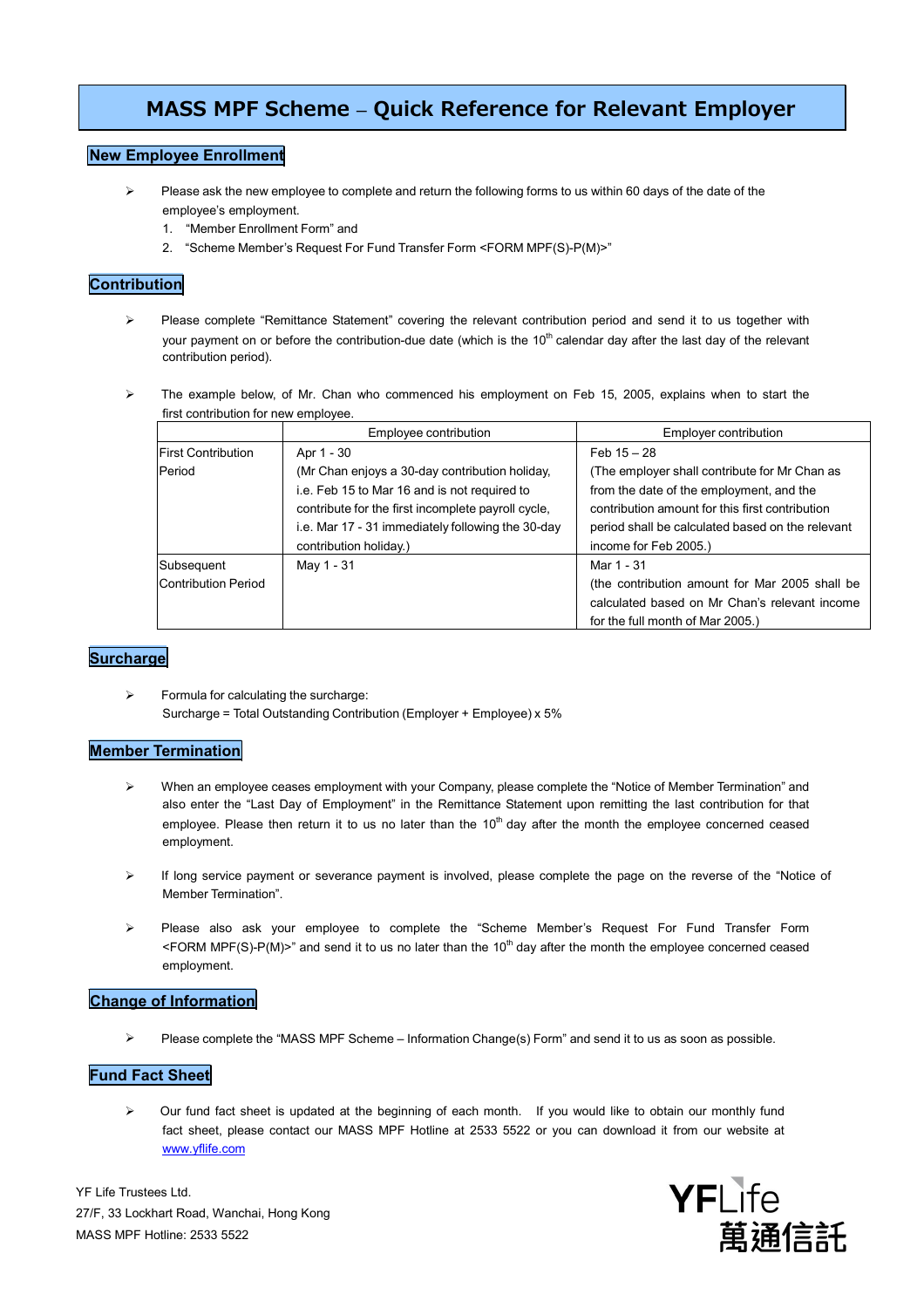# MASS MPF Scheme – Quick Reference for Relevant Employer

## New Employee Enrollment

- Please ask the new employee to complete and return the following forms to us within 60 days of the date of the employee's employment.
  1. "Member Enrollment Form" and
  2. "Scheme Member's Request For Fund Transfer Form <FORM MPF(S)-P(M)>"

## Contribution

- Please complete "Remittance Statement" covering the relevant contribution period and send it to us together with your payment on or before the contribution-due date (which is the 10th calendar day after the last day of the relevant contribution period).

- The example below, of Mr. Chan who commenced his employment on Feb 15, 2005, explains when to start the first contribution for new employee.

| | Employee contribution | Employer contribution |
|---|---|---|
| First Contribution Period | Apr 1 - 30 (Mr Chan enjoys a 30-day contribution holiday, i.e. Feb 15 to Mar 16 and is not required to contribute for the first incomplete payroll cycle, i.e. Mar 17 - 31 immediately following the 30-day contribution holiday.) | Feb 15 – 28 (The employer shall contribute for Mr Chan as from the date of the employment, and the contribution amount for this first contribution period shall be calculated based on the relevant income for Feb 2005.) |
| Subsequent Contribution Period | May 1 - 31 | Mar 1 - 31 (the contribution amount for Mar 2005 shall be calculated based on Mr Chan's relevant income for the full month of Mar 2005.) |

## Surcharge

- Formula for calculating the surcharge:
  Surcharge = Total Outstanding Contribution (Employer + Employee) x 5%

## Member Termination

- When an employee ceases employment with your Company, please complete the "Notice of Member Termination" and also enter the "Last Day of Employment" in the Remittance Statement upon remitting the last contribution for that employee. Please then return it to us no later than the 10th day after the month the employee concerned ceased employment.

- If long service payment or severance payment is involved, please complete the page on the reverse of the "Notice of Member Termination".

- Please also ask your employee to complete the "Scheme Member's Request For Fund Transfer Form <FORM MPF(S)-P(M)>" and send it to us no later than the 10th day after the month the employee concerned ceased employment.

## Change of Information

- Please complete the "MASS MPF Scheme – Information Change(s) Form" and send it to us as soon as possible.

## Fund Fact Sheet

- Our fund fact sheet is updated at the beginning of each month. If you would like to obtain our monthly fund fact sheet, please contact our MASS MPF Hotline at 2533 5522 or you can download it from our website at www.yflife.com

YF Life Trustees Ltd.
27/F, 33 Lockhart Road, Wanchai, Hong Kong
MASS MPF Hotline: 2533 5522

YF Life 萬通信託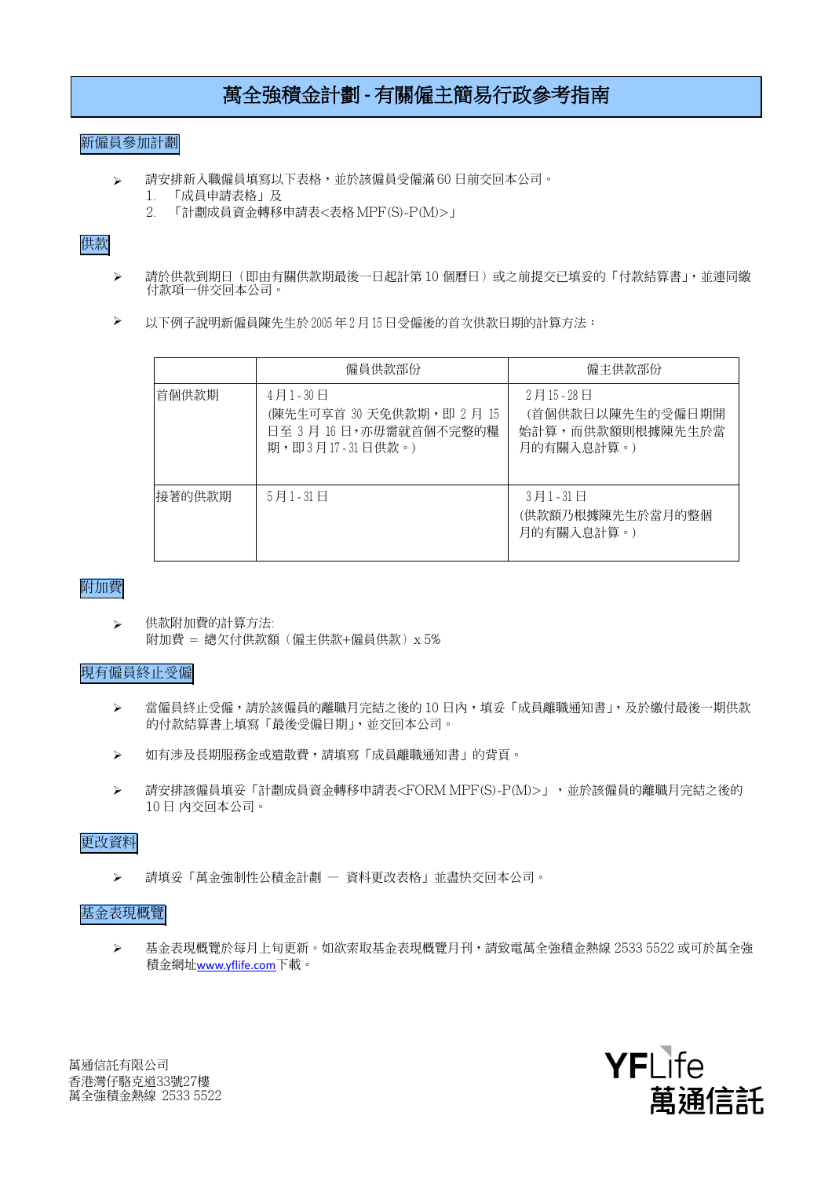# 萬全強積金計劃 - 有關僱主簡易行政參考指南

## 新僱員參加計劃

- 請安排新入職僱員填寫以下表格，並於該僱員受僱滿 60 日前交回本公司。
  1. 「成員申請表格」及
  2. 「計劃成員資金轉移申請表<表格 MPF(S)-P(M)>」

## 供款

- 請於供款到期日（即由有關供款期最後一日起計第 10 個曆日）或之前提交已填妥的「付款結算書」，並連同繳付款項一併交回本公司。

- 以下例子說明新僱員陳先生於 2005 年 2 月 15 日受僱後的首次供款日期的計算方法：

| | 僱員供款部份 | 僱主供款部份 |
|---|---|---|
| 首個供款期 | 4 月 1 - 30 日<br>(陳先生可享首 30 天免供款期，即 2 月 15 日至 3 月 16 日，亦毋需就首個不完整的糧期，即 3 月 17 - 31 日供款。) | 2 月 15 - 28 日<br>(首個供款日以陳先生的受僱日期開始計算，而供款額則根據陳先生於當月的有關入息計算。) |
| 接著的供款期 | 5 月 1 - 31 日 | 3 月 1 - 31 日<br>(供款額乃根據陳先生於當月的整個月的有關入息計算。) |

## 附加費

- 供款附加費的計算方法:
  附加費 = 總欠付供款額（僱主供款+僱員供款）x 5%

## 現有僱員終止受僱

- 當僱員終止受僱，請於該僱員的離職月完結之後的 10 日內，填妥「成員離職通知書」，及於繳付最後一期供款的付款結算書上填寫「最後受僱日期」，並交回本公司。

- 如有涉及長期服務金或遣散費，請填寫「成員離職通知書」的背頁。

- 請安排該僱員填妥「計劃成員資金轉移申請表<FORM MPF(S)-P(M)>」，並於該僱員的離職月完結之後的 10 日 內交回本公司。

## 更改資料

- 請填妥「萬金強制性公積金計劃 — 資料更改表格」並盡快交回本公司。

## 基金表現概覽

- 基金表現概覽於每月上旬更新。如欲索取基金表現概覽月刊，請致電萬全強積金熱線 2533 5522 或可於萬全強積金網址www.yflife.com下載。

萬通信託有限公司
香港灣仔駱克道33號27樓
萬全強積金熱線 2533 5522

YFLife
萬通信託